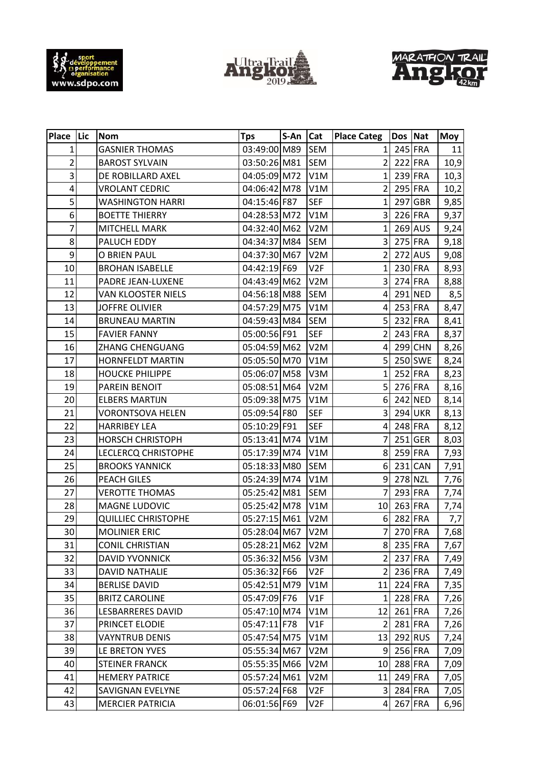| Place | Lic | Nom | Tps | S-An | Cat | Place Categ | Dos | Nat | Moy |
|---|---|---|---|---|---|---|---|---|---|
| 1 | | GASNIER THOMAS | 03:49:00 | M89 | SEM | 1 | 245 | FRA | 11 |
| 2 | | BAROST SYLVAIN | 03:50:26 | M81 | SEM | 2 | 222 | FRA | 10,9 |
| 3 | | DE ROBILLARD AXEL | 04:05:09 | M72 | V1M | 1 | 239 | FRA | 10,3 |
| 4 | | VROLANT CEDRIC | 04:06:42 | M78 | V1M | 2 | 295 | FRA | 10,2 |
| 5 | | WASHINGTON HARRI | 04:15:46 | F87 | SEF | 1 | 297 | GBR | 9,85 |
| 6 | | BOETTE THIERRY | 04:28:53 | M72 | V1M | 3 | 226 | FRA | 9,37 |
| 7 | | MITCHELL MARK | 04:32:40 | M62 | V2M | 1 | 269 | AUS | 9,24 |
| 8 | | PALUCH EDDY | 04:34:37 | M84 | SEM | 3 | 275 | FRA | 9,18 |
| 9 | | O BRIEN PAUL | 04:37:30 | M67 | V2M | 2 | 272 | AUS | 9,08 |
| 10 | | BROHAN ISABELLE | 04:42:19 | F69 | V2F | 1 | 230 | FRA | 8,93 |
| 11 | | PADRE JEAN-LUXENE | 04:43:49 | M62 | V2M | 3 | 274 | FRA | 8,88 |
| 12 | | VAN KLOOSTER NIELS | 04:56:18 | M88 | SEM | 4 | 291 | NED | 8,5 |
| 13 | | JOFFRE OLIVIER | 04:57:29 | M75 | V1M | 4 | 253 | FRA | 8,47 |
| 14 | | BRUNEAU MARTIN | 04:59:43 | M84 | SEM | 5 | 232 | FRA | 8,41 |
| 15 | | FAVIER FANNY | 05:00:56 | F91 | SEF | 2 | 243 | FRA | 8,37 |
| 16 | | ZHANG CHENGUANG | 05:04:59 | M62 | V2M | 4 | 299 | CHN | 8,26 |
| 17 | | HORNFELDT MARTIN | 05:05:50 | M70 | V1M | 5 | 250 | SWE | 8,24 |
| 18 | | HOUCKE PHILIPPE | 05:06:07 | M58 | V3M | 1 | 252 | FRA | 8,23 |
| 19 | | PAREIN BENOIT | 05:08:51 | M64 | V2M | 5 | 276 | FRA | 8,16 |
| 20 | | ELBERS MARTIJN | 05:09:38 | M75 | V1M | 6 | 242 | NED | 8,14 |
| 21 | | VORONTSOVA HELEN | 05:09:54 | F80 | SEF | 3 | 294 | UKR | 8,13 |
| 22 | | HARRIBEY LEA | 05:10:29 | F91 | SEF | 4 | 248 | FRA | 8,12 |
| 23 | | HORSCH CHRISTOPH | 05:13:41 | M74 | V1M | 7 | 251 | GER | 8,03 |
| 24 | | LECLERCQ CHRISTOPHE | 05:17:39 | M74 | V1M | 8 | 259 | FRA | 7,93 |
| 25 | | BROOKS YANNICK | 05:18:33 | M80 | SEM | 6 | 231 | CAN | 7,91 |
| 26 | | PEACH GILES | 05:24:39 | M74 | V1M | 9 | 278 | NZL | 7,76 |
| 27 | | VEROTTE THOMAS | 05:25:42 | M81 | SEM | 7 | 293 | FRA | 7,74 |
| 28 | | MAGNE LUDOVIC | 05:25:42 | M78 | V1M | 10 | 263 | FRA | 7,74 |
| 29 | | QUILLIEC CHRISTOPHE | 05:27:15 | M61 | V2M | 6 | 282 | FRA | 7,7 |
| 30 | | MOLINIER ERIC | 05:28:04 | M67 | V2M | 7 | 270 | FRA | 7,68 |
| 31 | | CONIL CHRISTIAN | 05:28:21 | M62 | V2M | 8 | 235 | FRA | 7,67 |
| 32 | | DAVID YVONNICK | 05:36:32 | M56 | V3M | 2 | 237 | FRA | 7,49 |
| 33 | | DAVID NATHALIE | 05:36:32 | F66 | V2F | 2 | 236 | FRA | 7,49 |
| 34 | | BERLISE DAVID | 05:42:51 | M79 | V1M | 11 | 224 | FRA | 7,35 |
| 35 | | BRITZ CAROLINE | 05:47:09 | F76 | V1F | 1 | 228 | FRA | 7,26 |
| 36 | | LESBARRERES DAVID | 05:47:10 | M74 | V1M | 12 | 261 | FRA | 7,26 |
| 37 | | PRINCET ELODIE | 05:47:11 | F78 | V1F | 2 | 281 | FRA | 7,26 |
| 38 | | VAYNTRUB DENIS | 05:47:54 | M75 | V1M | 13 | 292 | RUS | 7,24 |
| 39 | | LE BRETON YVES | 05:55:34 | M67 | V2M | 9 | 256 | FRA | 7,09 |
| 40 | | STEINER FRANCK | 05:55:35 | M66 | V2M | 10 | 288 | FRA | 7,09 |
| 41 | | HEMERY PATRICE | 05:57:24 | M61 | V2M | 11 | 249 | FRA | 7,05 |
| 42 | | SAVIGNAN EVELYNE | 05:57:24 | F68 | V2F | 3 | 284 | FRA | 7,05 |
| 43 | | MERCIER PATRICIA | 06:01:56 | F69 | V2F | 4 | 267 | FRA | 6,96 |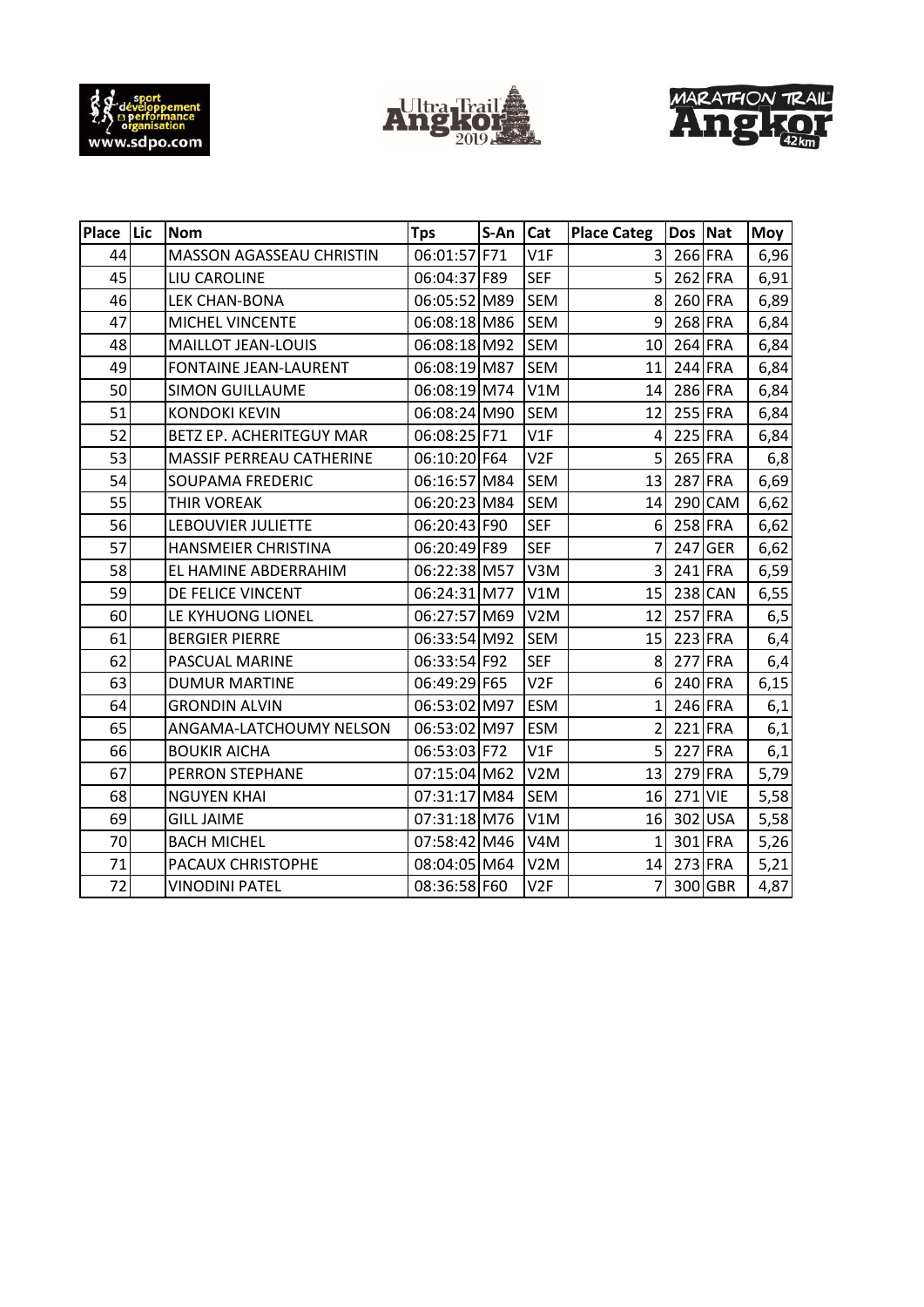| Place | Lic | Nom | Tps | S-An | Cat | Place Categ | Dos | Nat | Moy |
|---|---|---|---|---|---|---|---|---|---|
| 44 | | MASSON AGASSEAU CHRISTIN | 06:01:57 | F71 | V1F | 3 | 266 | FRA | 6,96 |
| 45 | | LIU CAROLINE | 06:04:37 | F89 | SEF | 5 | 262 | FRA | 6,91 |
| 46 | | LEK CHAN-BONA | 06:05:52 | M89 | SEM | 8 | 260 | FRA | 6,89 |
| 47 | | MICHEL VINCENTE | 06:08:18 | M86 | SEM | 9 | 268 | FRA | 6,84 |
| 48 | | MAILLOT JEAN-LOUIS | 06:08:18 | M92 | SEM | 10 | 264 | FRA | 6,84 |
| 49 | | FONTAINE JEAN-LAURENT | 06:08:19 | M87 | SEM | 11 | 244 | FRA | 6,84 |
| 50 | | SIMON GUILLAUME | 06:08:19 | M74 | V1M | 14 | 286 | FRA | 6,84 |
| 51 | | KONDOKI KEVIN | 06:08:24 | M90 | SEM | 12 | 255 | FRA | 6,84 |
| 52 | | BETZ EP. ACHERITEGUY MAR | 06:08:25 | F71 | V1F | 4 | 225 | FRA | 6,84 |
| 53 | | MASSIF PERREAU CATHERINE | 06:10:20 | F64 | V2F | 5 | 265 | FRA | 6,8 |
| 54 | | SOUPAMA FREDERIC | 06:16:57 | M84 | SEM | 13 | 287 | FRA | 6,69 |
| 55 | | THIR VOREAK | 06:20:23 | M84 | SEM | 14 | 290 | CAM | 6,62 |
| 56 | | LEBOUVIER JULIETTE | 06:20:43 | F90 | SEF | 6 | 258 | FRA | 6,62 |
| 57 | | HANSMEIER CHRISTINA | 06:20:49 | F89 | SEF | 7 | 247 | GER | 6,62 |
| 58 | | EL HAMINE ABDERRAHIM | 06:22:38 | M57 | V3M | 3 | 241 | FRA | 6,59 |
| 59 | | DE FELICE VINCENT | 06:24:31 | M77 | V1M | 15 | 238 | CAN | 6,55 |
| 60 | | LE KYHUONG LIONEL | 06:27:57 | M69 | V2M | 12 | 257 | FRA | 6,5 |
| 61 | | BERGIER PIERRE | 06:33:54 | M92 | SEM | 15 | 223 | FRA | 6,4 |
| 62 | | PASCUAL MARINE | 06:33:54 | F92 | SEF | 8 | 277 | FRA | 6,4 |
| 63 | | DUMUR MARTINE | 06:49:29 | F65 | V2F | 6 | 240 | FRA | 6,15 |
| 64 | | GRONDIN ALVIN | 06:53:02 | M97 | ESM | 1 | 246 | FRA | 6,1 |
| 65 | | ANGAMA-LATCHOUMY NELSON | 06:53:02 | M97 | ESM | 2 | 221 | FRA | 6,1 |
| 66 | | BOUKIR AICHA | 06:53:03 | F72 | V1F | 5 | 227 | FRA | 6,1 |
| 67 | | PERRON STEPHANE | 07:15:04 | M62 | V2M | 13 | 279 | FRA | 5,79 |
| 68 | | NGUYEN KHAI | 07:31:17 | M84 | SEM | 16 | 271 | VIE | 5,58 |
| 69 | | GILL JAIME | 07:31:18 | M76 | V1M | 16 | 302 | USA | 5,58 |
| 70 | | BACH MICHEL | 07:58:42 | M46 | V4M | 1 | 301 | FRA | 5,26 |
| 71 | | PACAUX CHRISTOPHE | 08:04:05 | M64 | V2M | 14 | 273 | FRA | 5,21 |
| 72 | | VINODINI PATEL | 08:36:58 | F60 | V2F | 7 | 300 | GBR | 4,87 |